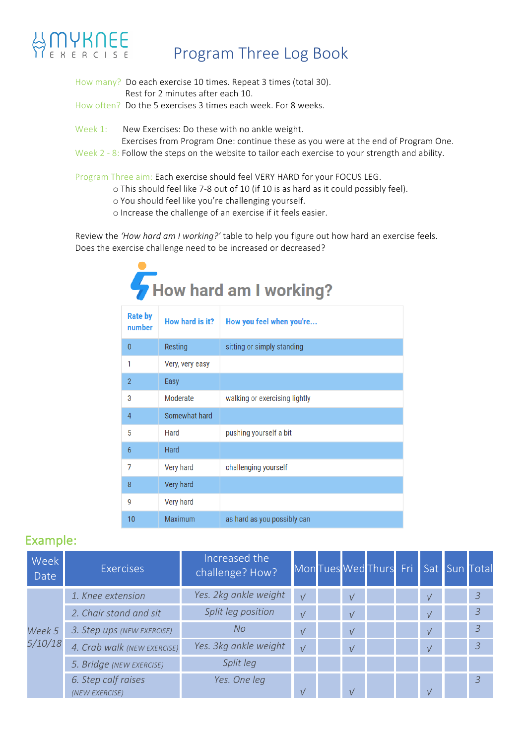MYKNEE EXERCISE

# Program Three Log Book

How many? Do each exercise 10 times. Repeat 3 times (total 30).
Rest for 2 minutes after each 10.
How often? Do the 5 exercises 3 times each week. For 8 weeks.

Week 1: New Exercises: Do these with no ankle weight.
Exercises from Program One: continue these as you were at the end of Program One.
Week 2 - 8: Follow the steps on the website to tailor each exercise to your strength and ability.

Program Three aim: Each exercise should feel VERY HARD for your FOCUS LEG.

- This should feel like 7-8 out of 10 (if 10 is as hard as it could possibly feel).
- You should feel like you're challenging yourself.
- Increase the challenge of an exercise if it feels easier.

Review the *'How hard am I working?'* table to help you figure out how hard an exercise feels.
Does the exercise challenge need to be increased or decreased?

## How hard am I working?

| Rate by number | How hard is it? | How you feel when you're... |
|---|---|---|
| 0 | Resting | sitting or simply standing |
| 1 | Very, very easy | |
| 2 | Easy | |
| 3 | Moderate | walking or exercising lightly |
| 4 | Somewhat hard | |
| 5 | Hard | pushing yourself a bit |
| 6 | Hard | |
| 7 | Very hard | challenging yourself |
| 8 | Very hard | |
| 9 | Very hard | |
| 10 | Maximum | as hard as you possibly can |

## Example:

| Week Date | Exercises | Increased the challenge? How? | Mon | Tues | Wed | Thurs | Fri | Sat | Sun | Total |
|---|---|---|---|---|---|---|---|---|---|---|
| Week 5 5/10/18 | *1. Knee extension* | *Yes. 2kg ankle weight* | √ | | √ | | | √ | | 3 |
| | *2. Chair stand and sit* | *Split leg position* | √ | | √ | | | √ | | 3 |
| | *3. Step ups (NEW EXERCISE)* | *No* | √ | | √ | | | √ | | 3 |
| | *4. Crab walk (NEW EXERCISE)* | *Yes. 3kg ankle weight* | √ | | √ | | | √ | | 3 |
| | *5. Bridge (NEW EXERCISE)* | *Split leg* | | | | | | | | |
| | *6. Step calf raises (NEW EXERCISE)* | *Yes. One leg* | √ | | √ | | | √ | | 3 |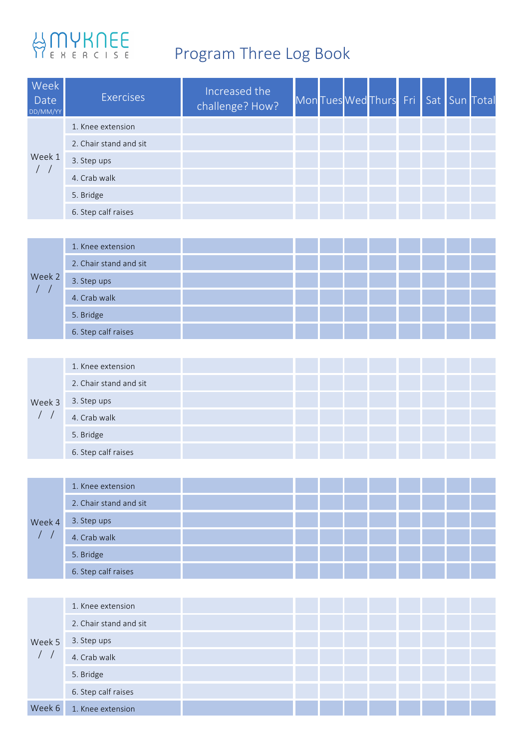MYKNEE EXERCISE

# Program Three Log Book

| Week Date DD/MM/YY | Exercises | Increased the challenge? How? | Mon | Tues | Wed | Thurs | Fri | Sat | Sun | Total |
|---|---|---|---|---|---|---|---|---|---|---|
| Week 1 / / | 1. Knee extension | | | | | | | | | |
| | 2. Chair stand and sit | | | | | | | | | |
| | 3. Step ups | | | | | | | | | |
| | 4. Crab walk | | | | | | | | | |
| | 5. Bridge | | | | | | | | | |
| | 6. Step calf raises | | | | | | | | | |
| Week 2 / / | 1. Knee extension | | | | | | | | | |
| | 2. Chair stand and sit | | | | | | | | | |
| | 3. Step ups | | | | | | | | | |
| | 4. Crab walk | | | | | | | | | |
| | 5. Bridge | | | | | | | | | |
| | 6. Step calf raises | | | | | | | | | |
| Week 3 / / | 1. Knee extension | | | | | | | | | |
| | 2. Chair stand and sit | | | | | | | | | |
| | 3. Step ups | | | | | | | | | |
| | 4. Crab walk | | | | | | | | | |
| | 5. Bridge | | | | | | | | | |
| | 6. Step calf raises | | | | | | | | | |
| Week 4 / / | 1. Knee extension | | | | | | | | | |
| | 2. Chair stand and sit | | | | | | | | | |
| | 3. Step ups | | | | | | | | | |
| | 4. Crab walk | | | | | | | | | |
| | 5. Bridge | | | | | | | | | |
| | 6. Step calf raises | | | | | | | | | |
| Week 5 / / | 1. Knee extension | | | | | | | | | |
| | 2. Chair stand and sit | | | | | | | | | |
| | 3. Step ups | | | | | | | | | |
| | 4. Crab walk | | | | | | | | | |
| | 5. Bridge | | | | | | | | | |
| | 6. Step calf raises | | | | | | | | | |
| Week 6 | 1. Knee extension | | | | | | | | | |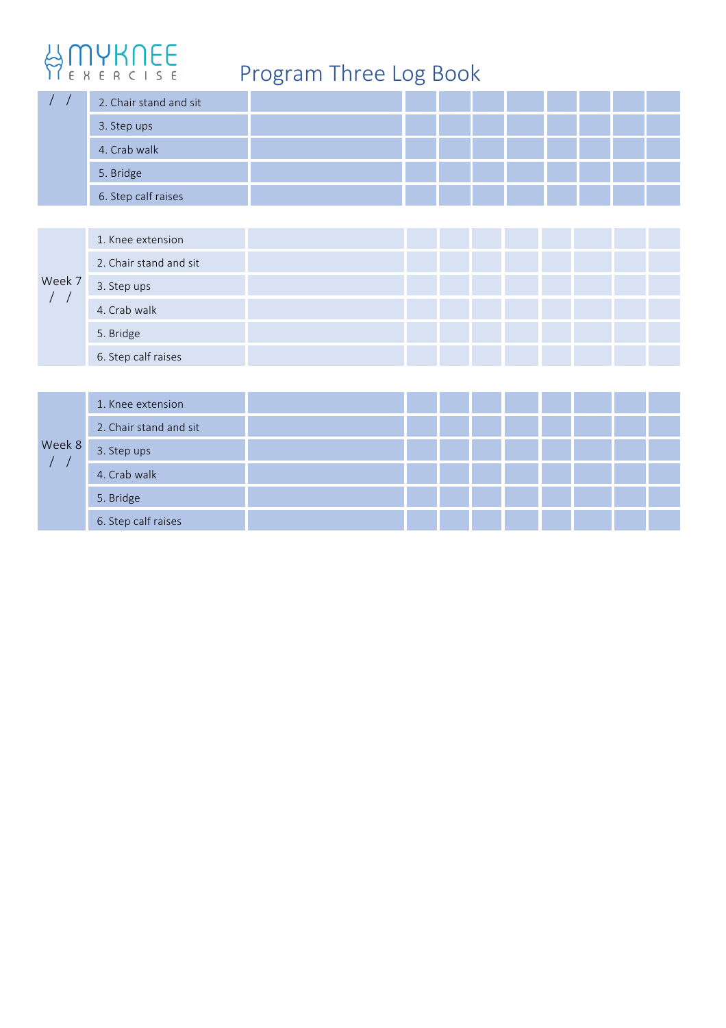# Program Three Log Book

| | | | | | | | | | | |
|---|---|---|---|---|---|---|---|---|---|---|
| / / | 2. Chair stand and sit | | | | | | | | | |
| | 3. Step ups | | | | | | | | | |
| | 4. Crab walk | | | | | | | | | |
| | 5. Bridge | | | | | | | | | |
| | 6. Step calf raises | | | | | | | | | |

| | | | | | | | | | | |
|---|---|---|---|---|---|---|---|---|---|---|
| Week 7 / / | 1. Knee extension | | | | | | | | | |
| | 2. Chair stand and sit | | | | | | | | | |
| | 3. Step ups | | | | | | | | | |
| | 4. Crab walk | | | | | | | | | |
| | 5. Bridge | | | | | | | | | |
| | 6. Step calf raises | | | | | | | | | |

| | | | | | | | | | | |
|---|---|---|---|---|---|---|---|---|---|---|
| Week 8 / / | 1. Knee extension | | | | | | | | | |
| | 2. Chair stand and sit | | | | | | | | | |
| | 3. Step ups | | | | | | | | | |
| | 4. Crab walk | | | | | | | | | |
| | 5. Bridge | | | | | | | | | |
| | 6. Step calf raises | | | | | | | | | |